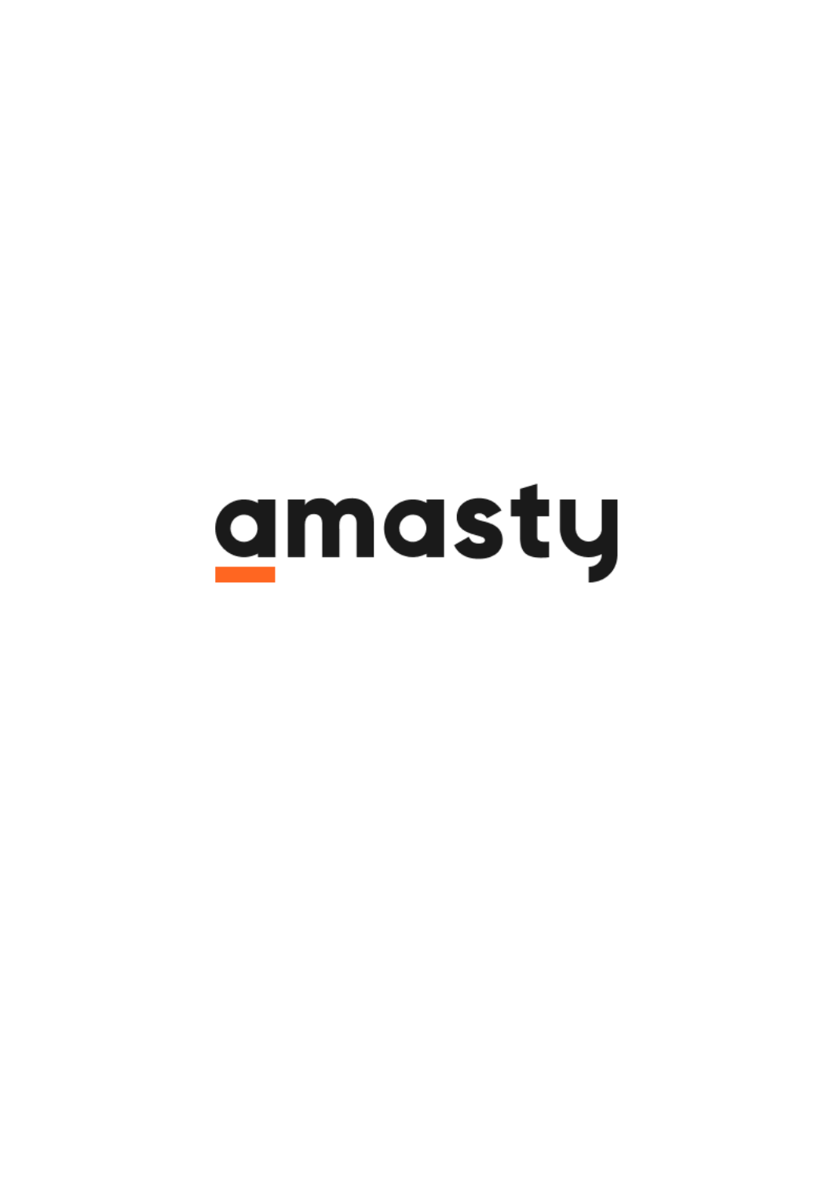amasty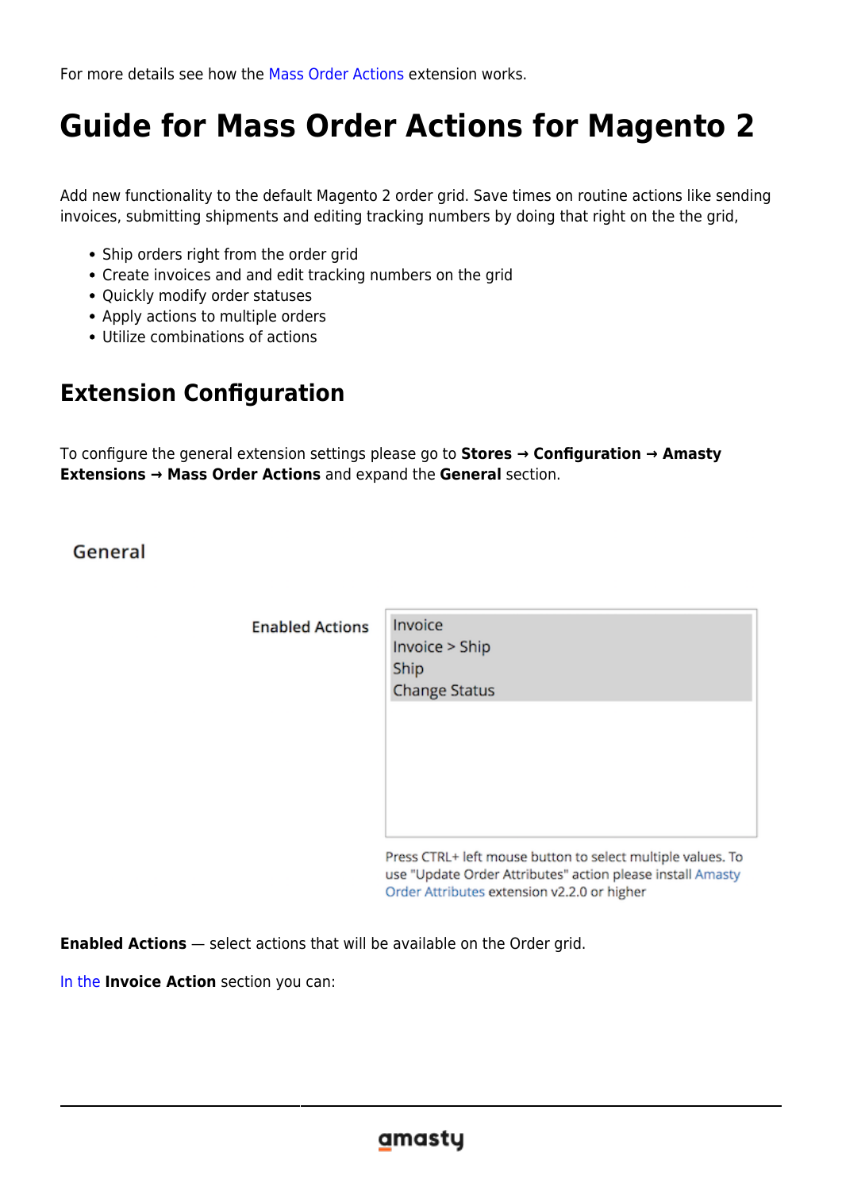For more details see how the Mass Order Actions extension works.

# Guide for Mass Order Actions for Magento 2

Add new functionality to the default Magento 2 order grid. Save times on routine actions like sending invoices, submitting shipments and editing tracking numbers by doing that right on the the grid,

- Ship orders right from the order grid
- Create invoices and and edit tracking numbers on the grid
- Quickly modify order statuses
- Apply actions to multiple orders
- Utilize combinations of actions

## Extension Configuration

To configure the general extension settings please go to **Stores → Configuration → Amasty Extensions → Mass Order Actions** and expand the **General** section.

General

Enabled Actions

- Invoice
- Invoice > Ship
- Ship
- Change Status

Press CTRL+ left mouse button to select multiple values. To use "Update Order Attributes" action please install Amasty Order Attributes extension v2.2.0 or higher

**Enabled Actions** — select actions that will be available on the Order grid.

In the **Invoice Action** section you can: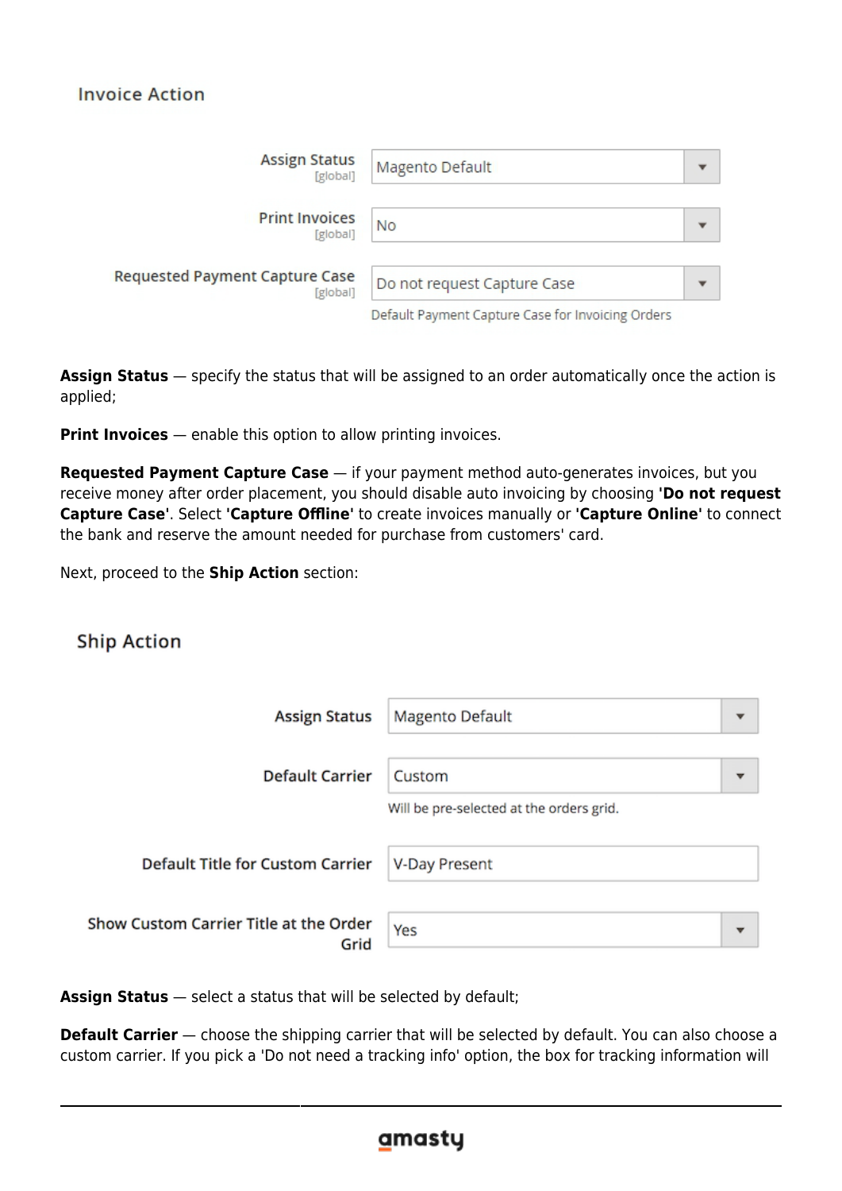### Invoice Action

Assign Status [global]: Magento Default

Print Invoices [global]: No

Requested Payment Capture Case [global]: Do not request Capture Case

Default Payment Capture Case for Invoicing Orders

**Assign Status** — specify the status that will be assigned to an order automatically once the action is applied;

**Print Invoices** — enable this option to allow printing invoices.

**Requested Payment Capture Case** — if your payment method auto-generates invoices, but you receive money after order placement, you should disable auto invoicing by choosing **'Do not request Capture Case'**. Select **'Capture Offline'** to create invoices manually or **'Capture Online'** to connect the bank and reserve the amount needed for purchase from customers' card.

Next, proceed to the **Ship Action** section:

### Ship Action

Assign Status: Magento Default

Default Carrier: Custom

Will be pre-selected at the orders grid.

Default Title for Custom Carrier: V-Day Present

Show Custom Carrier Title at the Order Grid: Yes

**Assign Status** — select a status that will be selected by default;

**Default Carrier** — choose the shipping carrier that will be selected by default. You can also choose a custom carrier. If you pick a 'Do not need a tracking info' option, the box for tracking information will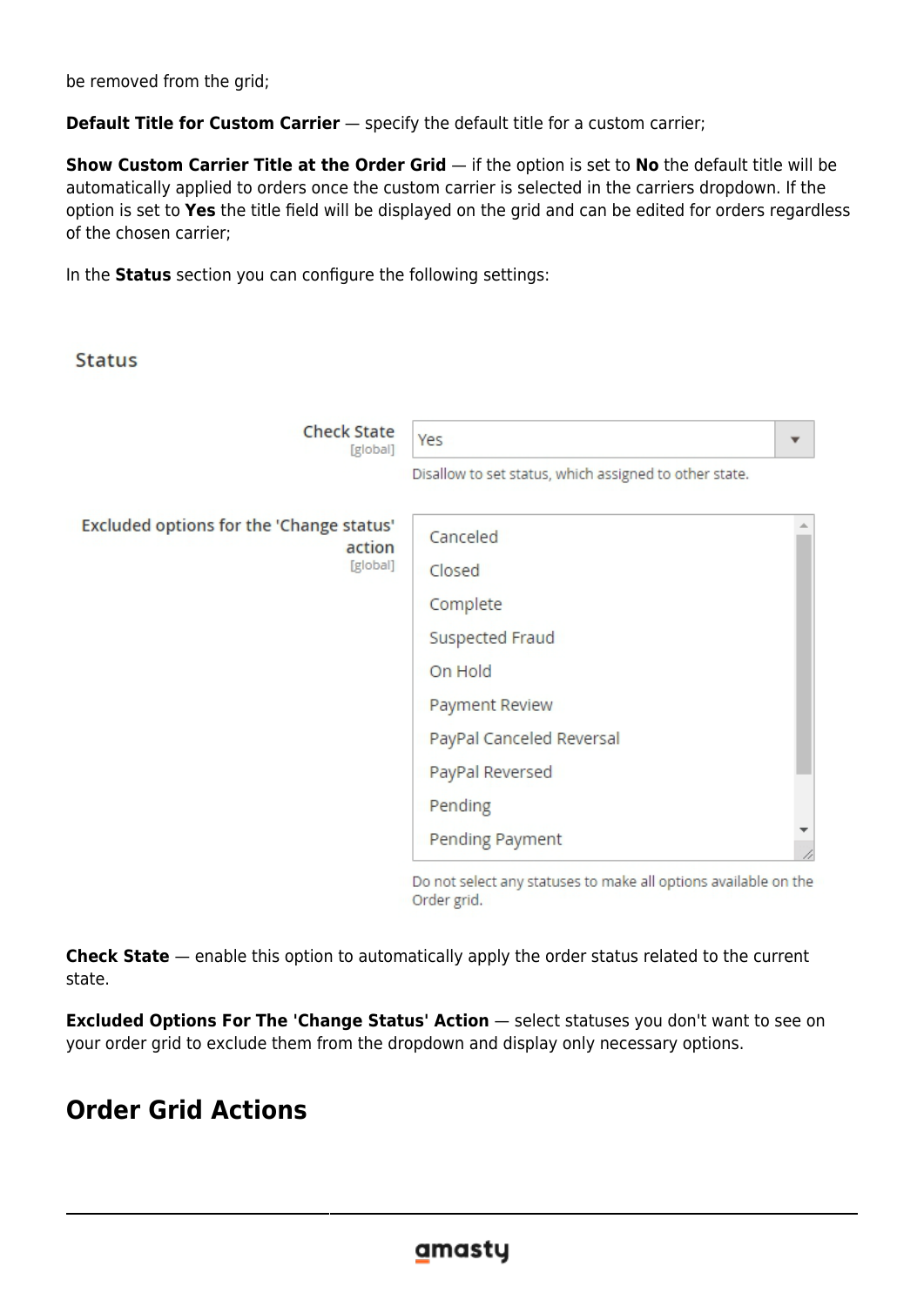be removed from the grid;

**Default Title for Custom Carrier** — specify the default title for a custom carrier;

**Show Custom Carrier Title at the Order Grid** — if the option is set to **No** the default title will be automatically applied to orders once the custom carrier is selected in the carriers dropdown. If the option is set to **Yes** the title field will be displayed on the grid and can be edited for orders regardless of the chosen carrier;

In the **Status** section you can configure the following settings:

Status

Check State [global] — Yes
Disallow to set status, which assigned to other state.

Excluded options for the 'Change status' action [global]
- Canceled
- Closed
- Complete
- Suspected Fraud
- On Hold
- Payment Review
- PayPal Canceled Reversal
- PayPal Reversed
- Pending
- Pending Payment

Do not select any statuses to make all options available on the Order grid.

**Check State** — enable this option to automatically apply the order status related to the current state.

**Excluded Options For The 'Change Status' Action** — select statuses you don't want to see on your order grid to exclude them from the dropdown and display only necessary options.

## Order Grid Actions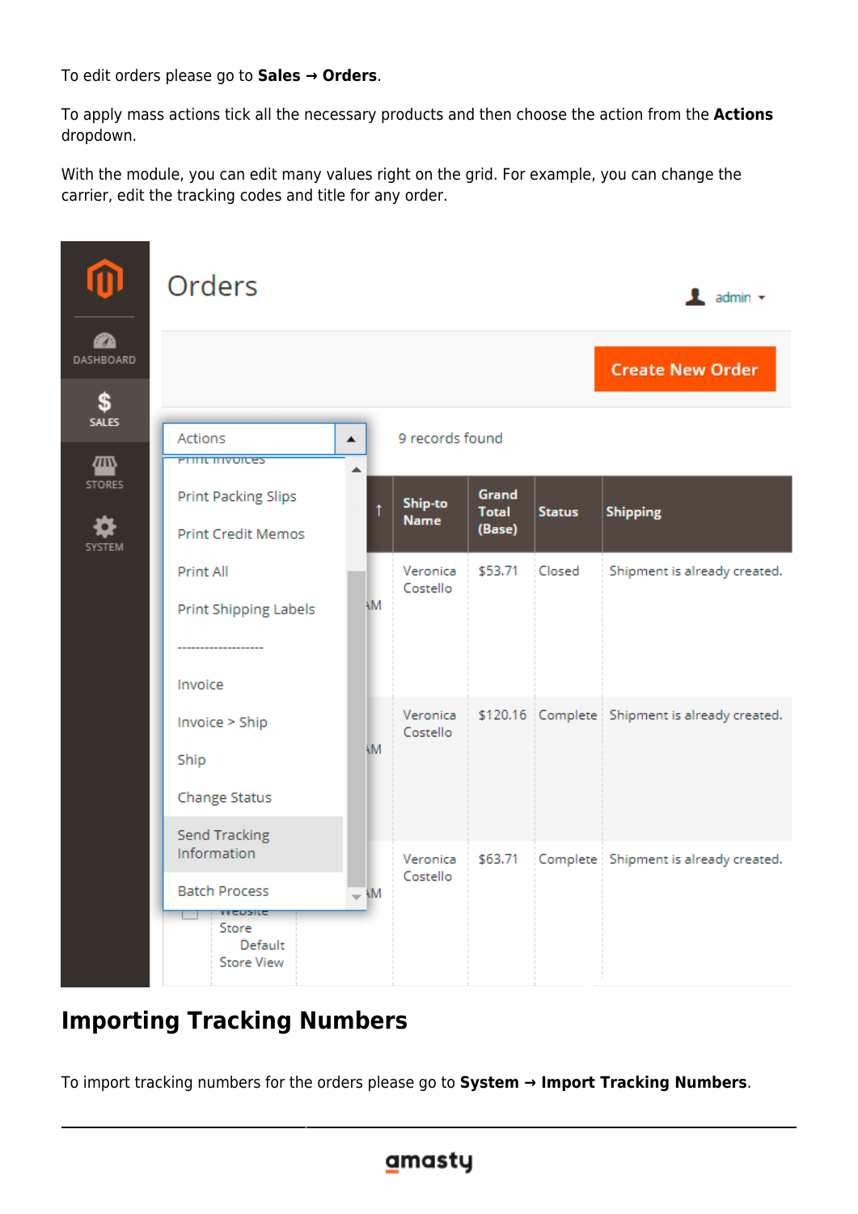To edit orders please go to **Sales → Orders**.

To apply mass actions tick all the necessary products and then choose the action from the **Actions** dropdown.

With the module, you can edit many values right on the grid. For example, you can change the carrier, edit the tracking codes and title for any order.

## Importing Tracking Numbers

To import tracking numbers for the orders please go to **System → Import Tracking Numbers**.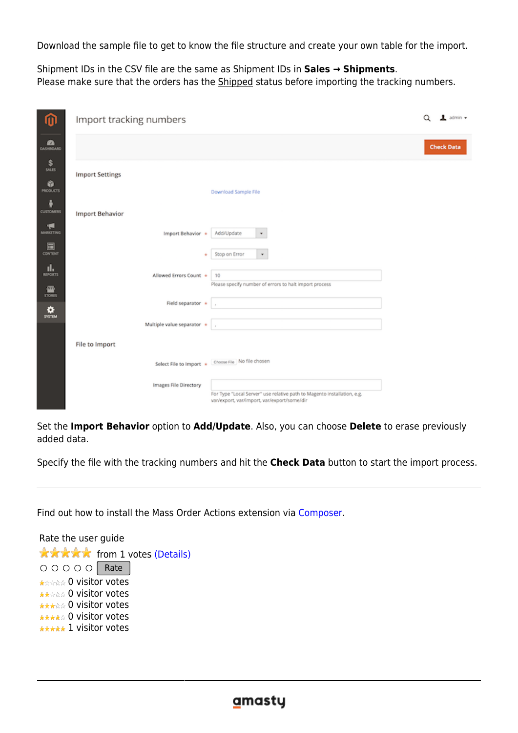Download the sample file to get to know the file structure and create your own table for the import.

Shipment IDs in the CSV file are the same as Shipment IDs in **Sales → Shipments**.
Please make sure that the orders has the Shipped status before importing the tracking numbers.

Set the **Import Behavior** option to **Add/Update**. Also, you can choose **Delete** to erase previously added data.

Specify the file with the tracking numbers and hit the **Check Data** button to start the import process.

---

Find out how to install the Mass Order Actions extension via Composer.

Rate the user guide

from 1 votes (Details)

Rate

0 visitor votes
0 visitor votes
0 visitor votes
0 visitor votes
1 visitor votes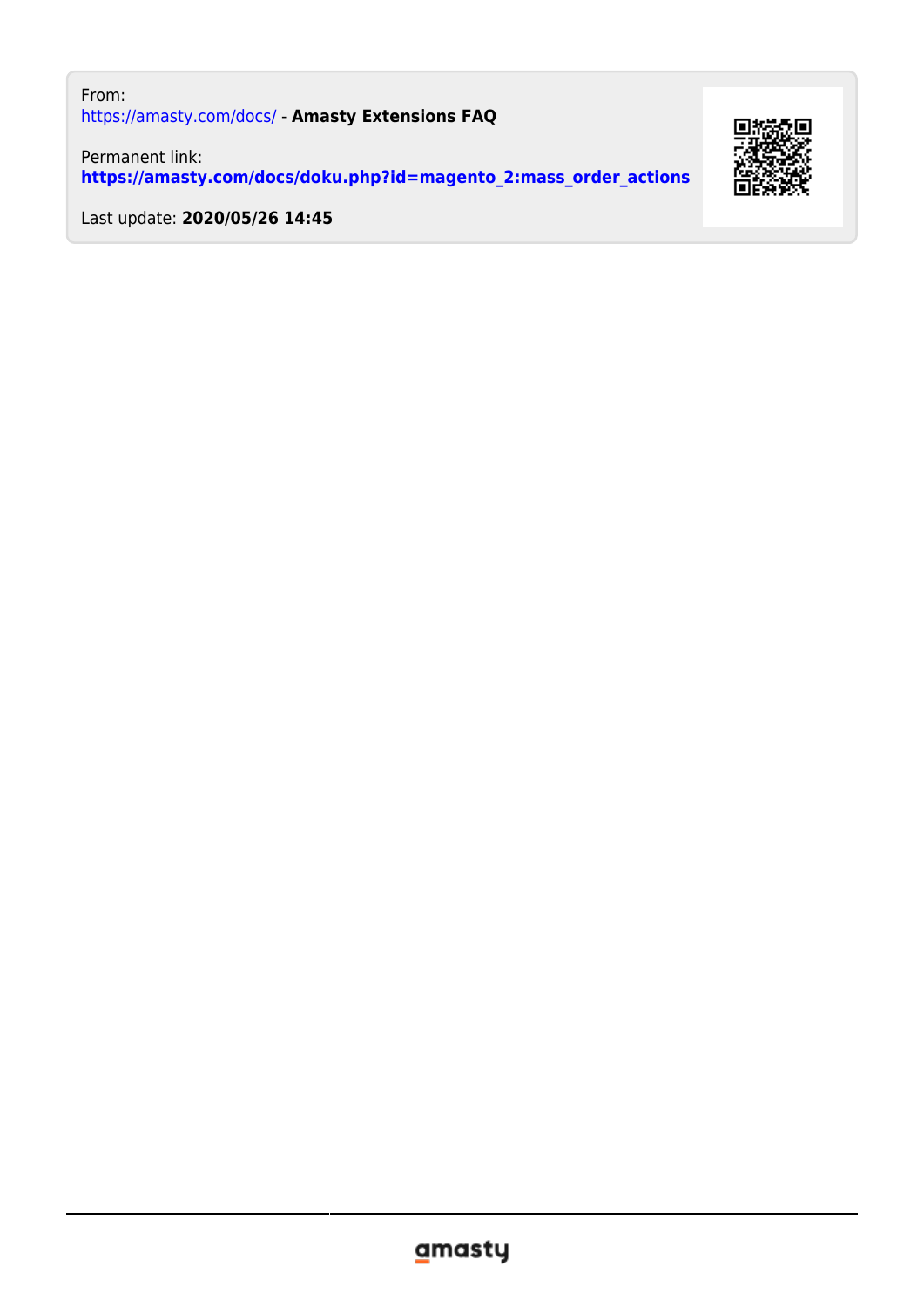From:
https://amasty.com/docs/ - **Amasty Extensions FAQ**

Permanent link:
**https://amasty.com/docs/doku.php?id=magento_2:mass_order_actions**

Last update: **2020/05/26 14:45**